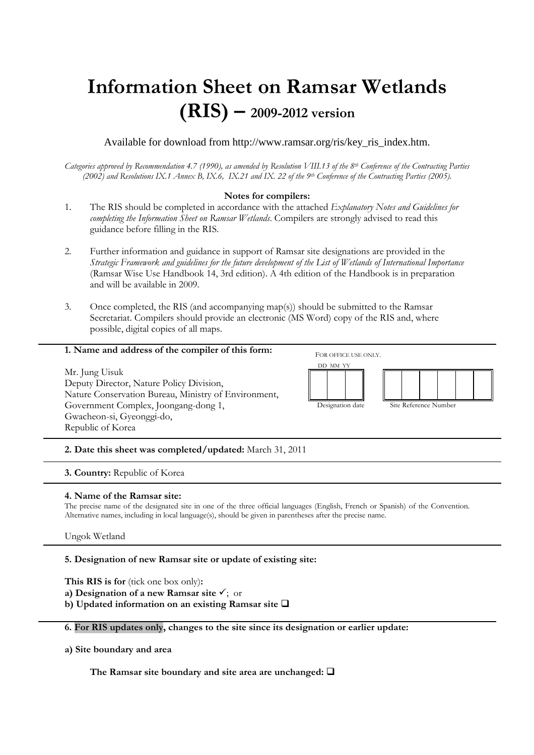# Information Sheet on Ramsar Wetlands (RIS) – 2009-2012 version

Available for download from http://www.ramsar.org/ris/key_ris_index.htm.

*Categories approved by Recommendation 4.7 (1990), as amended by Resolution VIII.13 of the 8th Conference of the Contracting Parties (2002) and Resolutions IX.1 Annex B, IX.6, IX.21 and IX. 22 of the 9th Conference of the Contracting Parties (2005).*

**Notes for compilers:**

1. The RIS should be completed in accordance with the attached *Explanatory Notes and Guidelines for completing the Information Sheet on Ramsar Wetlands*. Compilers are strongly advised to read this guidance before filling in the RIS.

2. Further information and guidance in support of Ramsar site designations are provided in the *Strategic Framework and guidelines for the future development of the List of Wetlands of International Importance* (Ramsar Wise Use Handbook 14, 3rd edition). A 4th edition of the Handbook is in preparation and will be available in 2009.

3. Once completed, the RIS (and accompanying map(s)) should be submitted to the Ramsar Secretariat. Compilers should provide an electronic (MS Word) copy of the RIS and, where possible, digital copies of all maps.

---

**1. Name and address of the compiler of this form:**

Mr. Jung Uisuk
Deputy Director, Nature Policy Division,
Nature Conservation Bureau, Ministry of Environment,
Government Complex, Joongang-dong 1,
Gwacheon-si, Gyeonggi-do,
Republic of Korea

FOR OFFICE USE ONLY.

| DD | MM | YY |
|---|---|---|
| | | |

Designation date

| | | | | | |
|---|---|---|---|---|---|
| | | | | | |

Site Reference Number

---

**2. Date this sheet was completed/updated:** March 31, 2011

---

**3. Country:** Republic of Korea

---

**4. Name of the Ramsar site:**

The precise name of the designated site in one of the three official languages (English, French or Spanish) of the Convention. Alternative names, including in local language(s), should be given in parentheses after the precise name.

Ungok Wetland

---

**5. Designation of new Ramsar site or update of existing site:**

**This RIS is for** (tick one box only)**:**

**a) Designation of a new Ramsar site** ✓; or

**b) Updated information on an existing Ramsar site** ❑

---

**6. For RIS updates only, changes to the site since its designation or earlier update:**

**a) Site boundary and area**

**The Ramsar site boundary and site area are unchanged:** ❑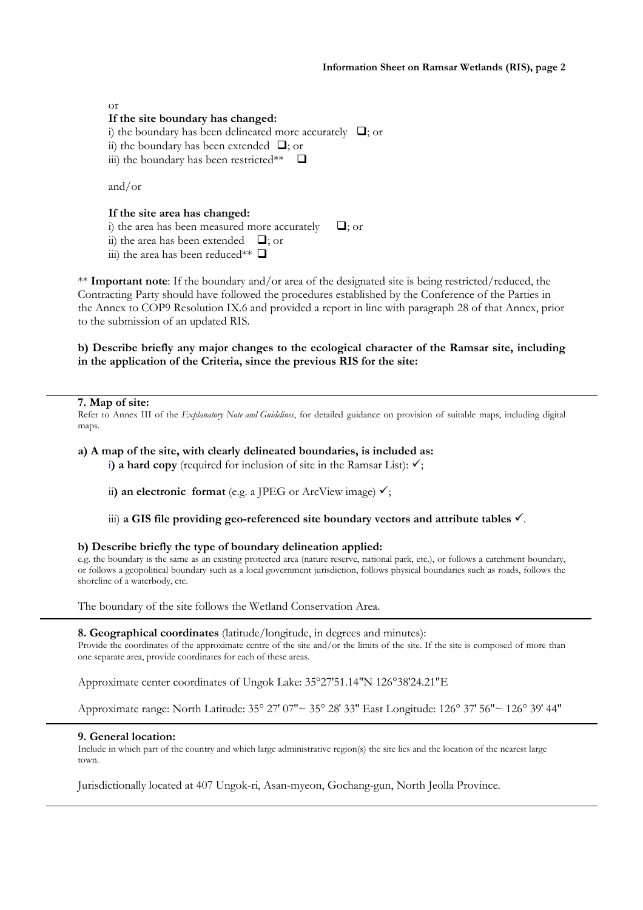or

**If the site boundary has changed:**

i) the boundary has been delineated more accurately ❑; or
ii) the boundary has been extended ❑; or
iii) the boundary has been restricted** ❑

and/or

**If the site area has changed:**

i) the area has been measured more accurately ❑; or
ii) the area has been extended ❑; or
iii) the area has been reduced** ❑

** **Important note**: If the boundary and/or area of the designated site is being restricted/reduced, the Contracting Party should have followed the procedures established by the Conference of the Parties in the Annex to COP9 Resolution IX.6 and provided a report in line with paragraph 28 of that Annex, prior to the submission of an updated RIS.

**b) Describe briefly any major changes to the ecological character of the Ramsar site, including in the application of the Criteria, since the previous RIS for the site:**

---

**7. Map of site:**

Refer to Annex III of the *Explanatory Note and Guidelines*, for detailed guidance on provision of suitable maps, including digital maps.

**a) A map of the site, with clearly delineated boundaries, is included as:**

i**) a hard copy** (required for inclusion of site in the Ramsar List): ✓;

ii**) an electronic format** (e.g. a JPEG or ArcView image) ✓;

iii) **a GIS file providing geo-referenced site boundary vectors and attribute tables** ✓.

**b) Describe briefly the type of boundary delineation applied:**

e.g. the boundary is the same as an existing protected area (nature reserve, national park, etc.), or follows a catchment boundary, or follows a geopolitical boundary such as a local government jurisdiction, follows physical boundaries such as roads, follows the shoreline of a waterbody, etc.

The boundary of the site follows the Wetland Conservation Area.

---

**8. Geographical coordinates** (latitude/longitude, in degrees and minutes):

Provide the coordinates of the approximate centre of the site and/or the limits of the site. If the site is composed of more than one separate area, provide coordinates for each of these areas.

Approximate center coordinates of Ungok Lake: 35°27'51.14"N 126°38'24.21"E

Approximate range: North Latitude: 35° 27' 07"~ 35° 28' 33" East Longitude: 126° 37' 56"~ 126° 39' 44"

---

**9. General location:**

Include in which part of the country and which large administrative region(s) the site lies and the location of the nearest large town.

Jurisdictionally located at 407 Ungok-ri, Asan-myeon, Gochang-gun, North Jeolla Province.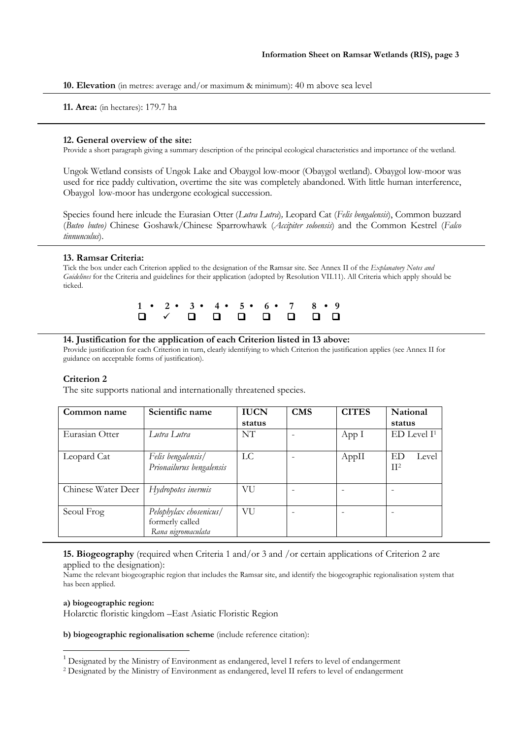**10. Elevation** (in metres: average and/or maximum & minimum): 40 m above sea level

**11. Area:** (in hectares): 179.7 ha

**12. General overview of the site:**

Provide a short paragraph giving a summary description of the principal ecological characteristics and importance of the wetland.

Ungok Wetland consists of Ungok Lake and Obaygol low-moor (Obaygol wetland). Obaygol low-moor was used for rice paddy cultivation, overtime the site was completely abandoned. With little human interference, Obaygol low-moor has undergone ecological succession.

Species found here inlcude the Eurasian Otter (*Lutra Lutra*), Leopard Cat (*Felis bengalensis*), Common buzzard (*Buteo buteo)* Chinese Goshawk/Chinese Sparrowhawk (*Accipiter soloensis*) and the Common Kestrel (*Falco tinnunculus*).

**13. Ramsar Criteria:**

Tick the box under each Criterion applied to the designation of the Ramsar site. See Annex II of the *Explanatory Notes and Guidelines* for the Criteria and guidelines for their application (adopted by Resolution VII.11). All Criteria which apply should be ticked.

| 1 | 2 | 3 | 4 | 5 | 6 | 7 | 8 | 9 |
|---|---|---|---|---|---|---|---|---|
| ☐ | ✓ | ☐ | ☐ | ☐ | ☐ | ☐ | ☐ | ☐ |

**14. Justification for the application of each Criterion listed in 13 above:**

Provide justification for each Criterion in turn, clearly identifying to which Criterion the justification applies (see Annex II for guidance on acceptable forms of justification).

**Criterion 2**

The site supports national and internationally threatened species.

| Common name | Scientific name | IUCN status | CMS | CITES | National status |
|---|---|---|---|---|---|
| Eurasian Otter | *Lutra Lutra* | NT | - | App I | ED Level I[1] |
| Leopard Cat | *Felis bengalensis*/ *Prionailurus bengalensis* | LC | - | AppII | ED Level II[2] |
| Chinese Water Deer | *Hydropotes inermis* | VU | - | - | - |
| Seoul Frog | *Pelophylax chosenicus*/ formerly called *Rana nigromaculata* | VU | - | - | - |

**15. Biogeography** (required when Criteria 1 and/or 3 and /or certain applications of Criterion 2 are applied to the designation):

Name the relevant biogeographic region that includes the Ramsar site, and identify the biogeographic regionalisation system that has been applied.

**a) biogeographic region:**

Holarctic floristic kingdom –East Asiatic Floristic Region

**b) biogeographic regionalisation scheme** (include reference citation):

[1] Designated by the Ministry of Environment as endangered, level I refers to level of endangerment

[2] Designated by the Ministry of Environment as endangered, level II refers to level of endangerment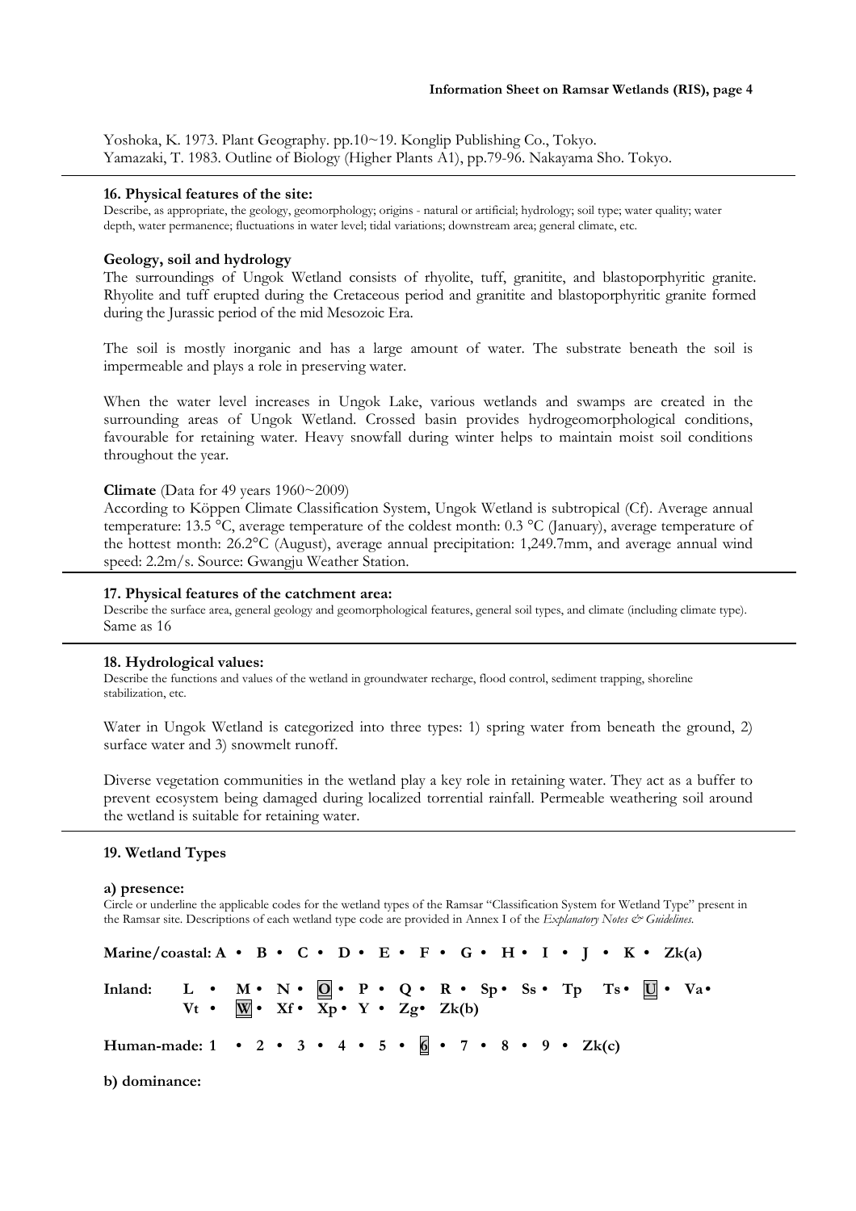Yoshoka, K. 1973. Plant Geography. pp.10~19. Konglip Publishing Co., Tokyo.
Yamazaki, T. 1983. Outline of Biology (Higher Plants A1), pp.79-96. Nakayama Sho. Tokyo.

---

**16. Physical features of the site:**

Describe, as appropriate, the geology, geomorphology; origins - natural or artificial; hydrology; soil type; water quality; water depth, water permanence; fluctuations in water level; tidal variations; downstream area; general climate, etc.

**Geology, soil and hydrology**

The surroundings of Ungok Wetland consists of rhyolite, tuff, granitite, and blastoporphyritic granite. Rhyolite and tuff erupted during the Cretaceous period and granitite and blastoporphyritic granite formed during the Jurassic period of the mid Mesozoic Era.

The soil is mostly inorganic and has a large amount of water. The substrate beneath the soil is impermeable and plays a role in preserving water.

When the water level increases in Ungok Lake, various wetlands and swamps are created in the surrounding areas of Ungok Wetland. Crossed basin provides hydrogeomorphological conditions, favourable for retaining water. Heavy snowfall during winter helps to maintain moist soil conditions throughout the year.

**Climate** (Data for 49 years 1960~2009)

According to Köppen Climate Classification System, Ungok Wetland is subtropical (Cf). Average annual temperature: 13.5 °C, average temperature of the coldest month: 0.3 °C (January), average temperature of the hottest month: 26.2°C (August), average annual precipitation: 1,249.7mm, and average annual wind speed: 2.2m/s. Source: Gwangju Weather Station.

---

**17. Physical features of the catchment area:**

Describe the surface area, general geology and geomorphological features, general soil types, and climate (including climate type).

Same as 16

---

**18. Hydrological values:**

Describe the functions and values of the wetland in groundwater recharge, flood control, sediment trapping, shoreline stabilization, etc.

Water in Ungok Wetland is categorized into three types: 1) spring water from beneath the ground, 2) surface water and 3) snowmelt runoff.

Diverse vegetation communities in the wetland play a key role in retaining water. They act as a buffer to prevent ecosystem being damaged during localized torrential rainfall. Permeable weathering soil around the wetland is suitable for retaining water.

---

**19. Wetland Types**

**a) presence:**

Circle or underline the applicable codes for the wetland types of the Ramsar "Classification System for Wetland Type" present in the Ramsar site. Descriptions of each wetland type code are provided in Annex I of the *Explanatory Notes & Guidelines*.

**Marine/coastal: A • B • C • D • E • F • G • H • I • J • K • Zk(a)**

**Inland: L • M • N • [O] • P • Q • R • Sp • Ss • Tp Ts • [U] • Va • Vt • [W] • Xf • Xp • Y • Zg • Zk(b)**

**Human-made: 1 • 2 • 3 • 4 • 5 • [6] • 7 • 8 • 9 • Zk(c)**

**b) dominance:**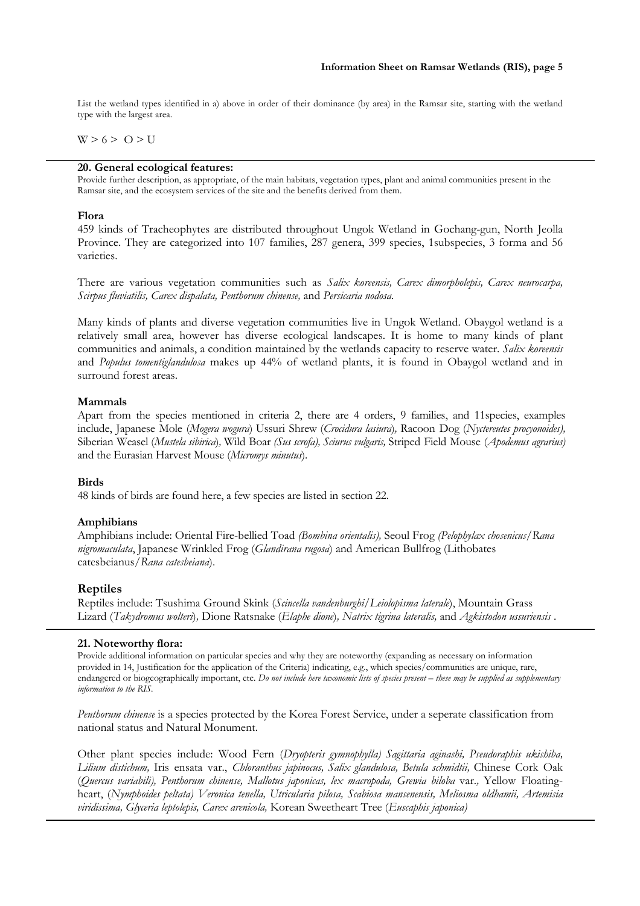List the wetland types identified in a) above in order of their dominance (by area) in the Ramsar site, starting with the wetland type with the largest area.

W > 6 > O > U

---

**20. General ecological features:**

Provide further description, as appropriate, of the main habitats, vegetation types, plant and animal communities present in the Ramsar site, and the ecosystem services of the site and the benefits derived from them.

**Flora**

459 kinds of Tracheophytes are distributed throughout Ungok Wetland in Gochang-gun, North Jeolla Province. They are categorized into 107 families, 287 genera, 399 species, 1subspecies, 3 forma and 56 varieties.

There are various vegetation communities such as *Salix koreensis, Carex dimorpholepis, Carex neurocarpa, Scirpus fluviatilis, Carex dispalata, Penthorum chinense,* and *Persicaria nodosa.*

Many kinds of plants and diverse vegetation communities live in Ungok Wetland. Obaygol wetland is a relatively small area, however has diverse ecological landscapes. It is home to many kinds of plant communities and animals, a condition maintained by the wetlands capacity to reserve water. *Salix koreensis* and *Populus tomentiglandulosa* makes up 44% of wetland plants, it is found in Obaygol wetland and in surround forest areas.

**Mammals**

Apart from the species mentioned in criteria 2, there are 4 orders, 9 families, and 11species, examples include, Japanese Mole (*Mogera wogura*) Ussuri Shrew (*Crocidura lasiura*), Racoon Dog (*Nyctereutes procyonoides),* Siberian Weasel (*Mustela sibirica*), Wild Boar *(Sus scrofa), Sciurus vulgaris,* Striped Field Mouse (*Apodemus agrarius)* and the Eurasian Harvest Mouse (*Micromys minutus*).

**Birds**

48 kinds of birds are found here, a few species are listed in section 22.

**Amphibians**

Amphibians include: Oriental Fire-bellied Toad *(Bombina orientalis),* Seoul Frog *(Pelophylax chosenicus/Rana nigromaculata*, Japanese Wrinkled Frog (*Glandirana rugosa*) and American Bullfrog (Lithobates catesbeianus/*Rana catesbeiana*).

**Reptiles**

Reptiles include: Tsushima Ground Skink (*Scincella vandenburghi/Leiolopisma laterale*), Mountain Grass Lizard (*Takydromus wolteri*), Dione Ratsnake (*Elaphe dione*), *Natrix tigrina lateralis,* and *Agkistodon ussuriensis* .

---

**21. Noteworthy flora:**

Provide additional information on particular species and why they are noteworthy (expanding as necessary on information provided in 14, Justification for the application of the Criteria) indicating, e.g., which species/communities are unique, rare, endangered or biogeographically important, etc. *Do not include here taxonomic lists of species present – these may be supplied as supplementary information to the RIS.*

*Penthorum chinense* is a species protected by the Korea Forest Service, under a seperate classification from national status and Natural Monument.

Other plant species include: Wood Fern (*Dryopteris gymnophylla) Sagittaria aginashi, Pseudoraphis ukishiba, Lilium distichum,* Iris ensata var., *Chloranthus japinocus, Salix glandulosa, Betula schmidtii,* Chinese Cork Oak (*Quercus variabili), Penthorum chinense, Mallotus japonicas, lex macropoda, Grewia biloba* var., Yellow Floating-heart, (*Nymphoides peltata) Veronica tenella, Utricularia pilosa, Scabiosa mansenensis, Meliosma oldhamii, Artemisia viridissima, Glyceria leptolepis, Carex arenicola,* Korean Sweetheart Tree (*Euscaphis japonica)*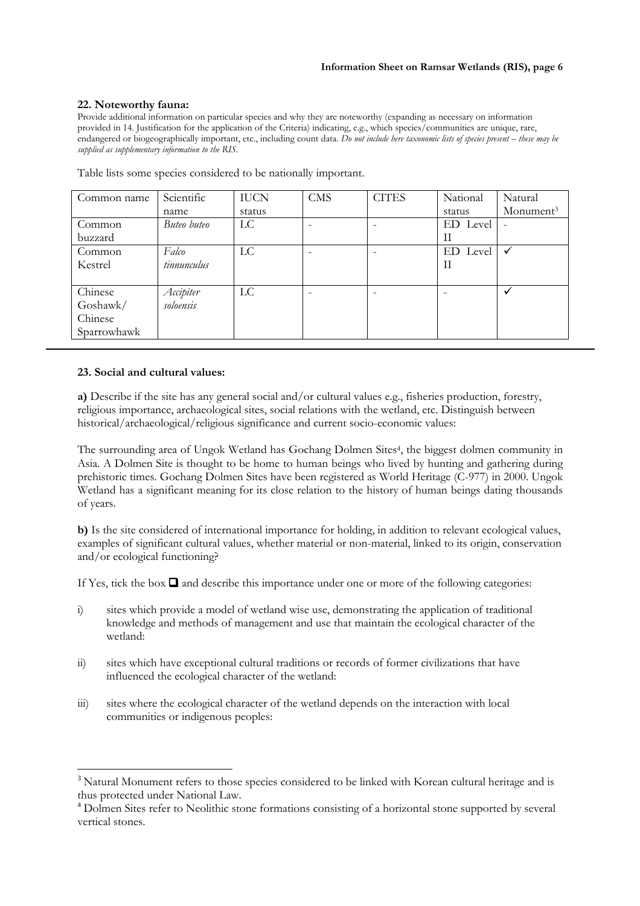**22. Noteworthy fauna:**

Provide additional information on particular species and why they are noteworthy (expanding as necessary on information provided in 14. Justification for the application of the Criteria) indicating, e.g., which species/communities are unique, rare, endangered or biogeographically important, etc., including count data. *Do not include here taxonomic lists of species present – these may be supplied as supplementary information to the RIS.*

Table lists some species considered to be nationally important.

| Common name | Scientific name | IUCN status | CMS | CITES | National status | Natural Monument[3] |
|---|---|---|---|---|---|---|
| Common buzzard | *Buteo buteo* | LC | - | - | ED Level II | - |
| Common Kestrel | *Falco tinnunculus* | LC | - | - | ED Level II | ✓ |
| Chinese Goshawk/ Chinese Sparrowhawk | *Accipiter soloensis* | LC | - | - | - | ✓ |

**23. Social and cultural values:**

**a)** Describe if the site has any general social and/or cultural values e.g., fisheries production, forestry, religious importance, archaeological sites, social relations with the wetland, etc. Distinguish between historical/archaeological/religious significance and current socio-economic values:

The surrounding area of Ungok Wetland has Gochang Dolmen Sites[4], the biggest dolmen community in Asia. A Dolmen Site is thought to be home to human beings who lived by hunting and gathering during prehistoric times. Gochang Dolmen Sites have been registered as World Heritage (C-977) in 2000. Ungok Wetland has a significant meaning for its close relation to the history of human beings dating thousands of years.

**b)** Is the site considered of international importance for holding, in addition to relevant ecological values, examples of significant cultural values, whether material or non-material, linked to its origin, conservation and/or ecological functioning?

If Yes, tick the box ❑ and describe this importance under one or more of the following categories:

i) sites which provide a model of wetland wise use, demonstrating the application of traditional knowledge and methods of management and use that maintain the ecological character of the wetland:

ii) sites which have exceptional cultural traditions or records of former civilizations that have influenced the ecological character of the wetland:

iii) sites where the ecological character of the wetland depends on the interaction with local communities or indigenous peoples:

[3] Natural Monument refers to those species considered to be linked with Korean cultural heritage and is thus protected under National Law.

[4] Dolmen Sites refer to Neolithic stone formations consisting of a horizontal stone supported by several vertical stones.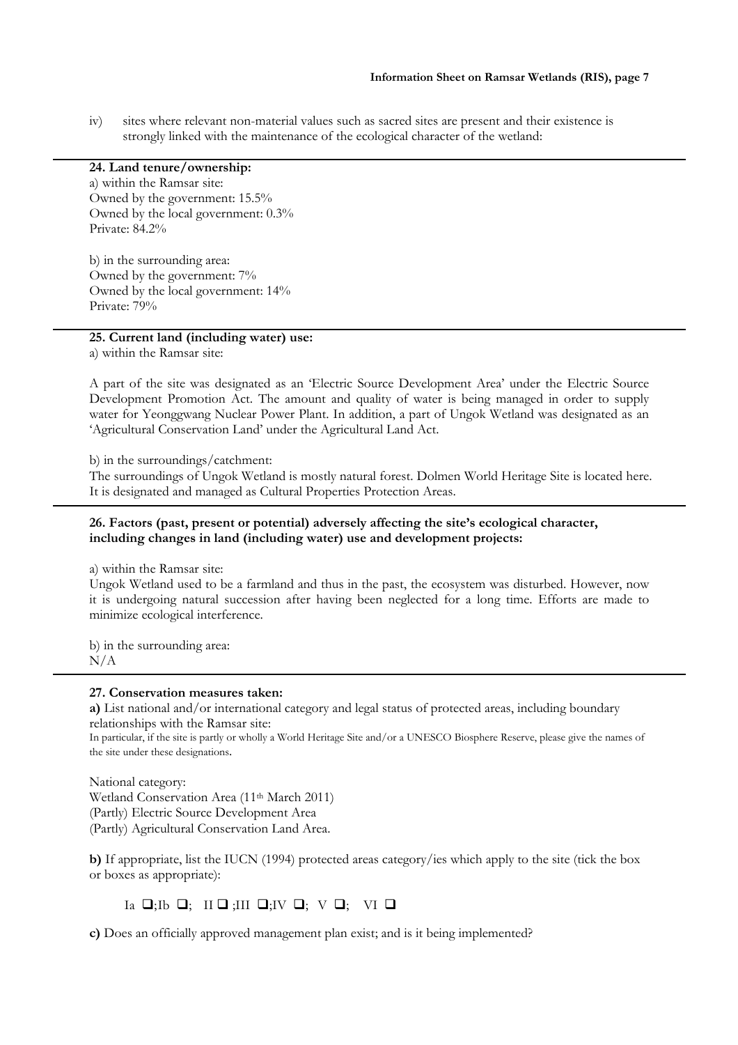iv) sites where relevant non-material values such as sacred sites are present and their existence is strongly linked with the maintenance of the ecological character of the wetland:

**24. Land tenure/ownership:**

a) within the Ramsar site:
Owned by the government: 15.5%
Owned by the local government: 0.3%
Private: 84.2%

b) in the surrounding area:
Owned by the government: 7%
Owned by the local government: 14%
Private: 79%

**25. Current land (including water) use:**

a) within the Ramsar site:

A part of the site was designated as an 'Electric Source Development Area' under the Electric Source Development Promotion Act. The amount and quality of water is being managed in order to supply water for Yeonggwang Nuclear Power Plant. In addition, a part of Ungok Wetland was designated as an 'Agricultural Conservation Land' under the Agricultural Land Act.

b) in the surroundings/catchment:
The surroundings of Ungok Wetland is mostly natural forest. Dolmen World Heritage Site is located here. It is designated and managed as Cultural Properties Protection Areas.

**26. Factors (past, present or potential) adversely affecting the site's ecological character, including changes in land (including water) use and development projects:**

a) within the Ramsar site:
Ungok Wetland used to be a farmland and thus in the past, the ecosystem was disturbed. However, now it is undergoing natural succession after having been neglected for a long time. Efforts are made to minimize ecological interference.

b) in the surrounding area:
N/A

**27. Conservation measures taken:**

**a)** List national and/or international category and legal status of protected areas, including boundary relationships with the Ramsar site:
In particular, if the site is partly or wholly a World Heritage Site and/or a UNESCO Biosphere Reserve, please give the names of the site under these designations.

National category:
Wetland Conservation Area (11th March 2011)
(Partly) Electric Source Development Area
(Partly) Agricultural Conservation Land Area.

**b)** If appropriate, list the IUCN (1994) protected areas category/ies which apply to the site (tick the box or boxes as appropriate):

Ia ❑;Ib ❑; II ❑ ;III ❑;IV ❑; V ❑; VI ❑

**c)** Does an officially approved management plan exist; and is it being implemented?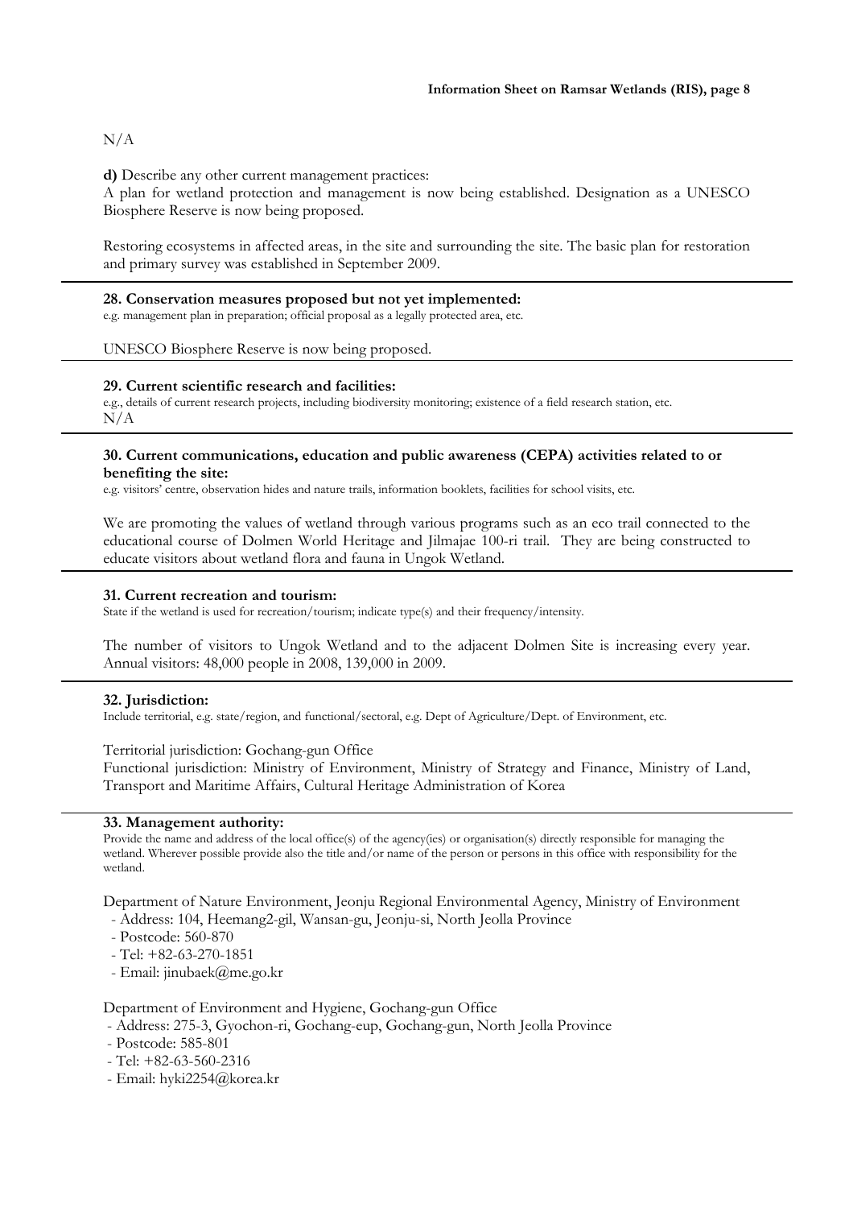N/A

**d)** Describe any other current management practices:
A plan for wetland protection and management is now being established. Designation as a UNESCO Biosphere Reserve is now being proposed.

Restoring ecosystems in affected areas, in the site and surrounding the site. The basic plan for restoration and primary survey was established in September 2009.

---

### 28. Conservation measures proposed but not yet implemented:

e.g. management plan in preparation; official proposal as a legally protected area, etc.

UNESCO Biosphere Reserve is now being proposed.

---

### 29. Current scientific research and facilities:

e.g., details of current research projects, including biodiversity monitoring; existence of a field research station, etc.
N/A

---

### 30. Current communications, education and public awareness (CEPA) activities related to or benefiting the site:

e.g. visitors' centre, observation hides and nature trails, information booklets, facilities for school visits, etc.

We are promoting the values of wetland through various programs such as an eco trail connected to the educational course of Dolmen World Heritage and Jilmajae 100-ri trail. They are being constructed to educate visitors about wetland flora and fauna in Ungok Wetland.

---

### 31. Current recreation and tourism:

State if the wetland is used for recreation/tourism; indicate type(s) and their frequency/intensity.

The number of visitors to Ungok Wetland and to the adjacent Dolmen Site is increasing every year. Annual visitors: 48,000 people in 2008, 139,000 in 2009.

---

### 32. Jurisdiction:

Include territorial, e.g. state/region, and functional/sectoral, e.g. Dept of Agriculture/Dept. of Environment, etc.

Territorial jurisdiction: Gochang-gun Office
Functional jurisdiction: Ministry of Environment, Ministry of Strategy and Finance, Ministry of Land, Transport and Maritime Affairs, Cultural Heritage Administration of Korea

---

### 33. Management authority:

Provide the name and address of the local office(s) of the agency(ies) or organisation(s) directly responsible for managing the wetland. Wherever possible provide also the title and/or name of the person or persons in this office with responsibility for the wetland.

Department of Nature Environment, Jeonju Regional Environmental Agency, Ministry of Environment

- Address: 104, Heemang2-gil, Wansan-gu, Jeonju-si, North Jeolla Province
- Postcode: 560-870
- Tel: +82-63-270-1851
- Email: jinubaek@me.go.kr

Department of Environment and Hygiene, Gochang-gun Office

- Address: 275-3, Gyochon-ri, Gochang-eup, Gochang-gun, North Jeolla Province
- Postcode: 585-801
- Tel: +82-63-560-2316
- Email: hyki2254@korea.kr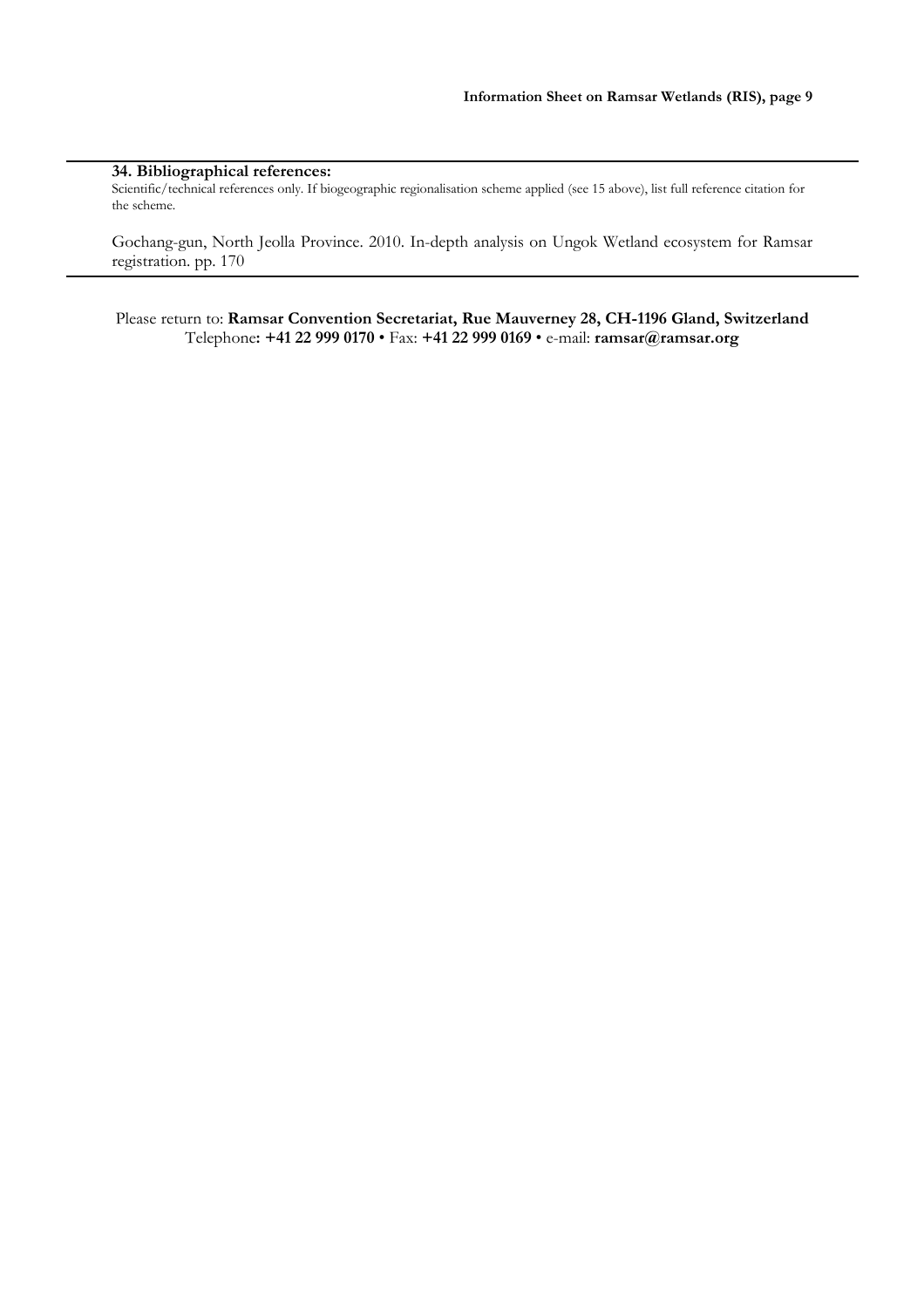**34. Bibliographical references:**

Scientific/technical references only. If biogeographic regionalisation scheme applied (see 15 above), list full reference citation for the scheme.

Gochang-gun, North Jeolla Province. 2010. In-depth analysis on Ungok Wetland ecosystem for Ramsar registration. pp. 170

Please return to: **Ramsar Convention Secretariat, Rue Mauverney 28, CH-1196 Gland, Switzerland**
Telephone**: +41 22 999 0170** • Fax: **+41 22 999 0169** • e-mail: **ramsar@ramsar.org**